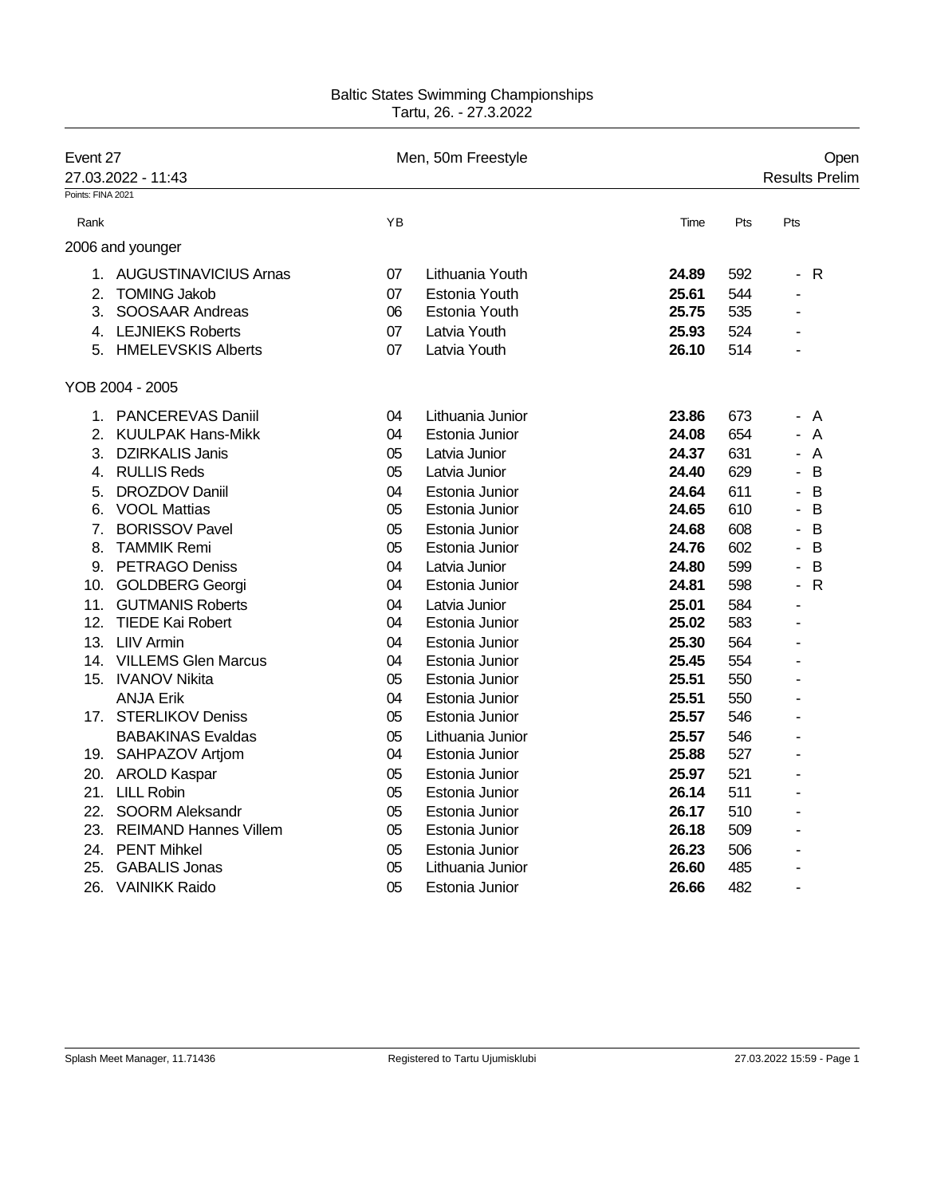Baltic States Swimming Championships
Tartu, 26. - 27.3.2022

| Event 27 | Men, 50m Freestyle | Open |
| --- | --- | --- |
| 27.03.2022 - 11:43 | | Results Prelim |

Points: FINA 2021

| Rank | | YB | | Time | Pts | Pts |
| --- | --- | --- | --- | --- | --- | --- |
| **2006 and younger** | | | | | | |
| 1. | AUGUSTINAVICIUS Arnas | 07 | Lithuania Youth | **24.89** | 592 | - R |
| 2. | TOMING Jakob | 07 | Estonia Youth | **25.61** | 544 | - |
| 3. | SOOSAAR Andreas | 06 | Estonia Youth | **25.75** | 535 | - |
| 4. | LEJNIEKS Roberts | 07 | Latvia Youth | **25.93** | 524 | - |
| 5. | HMELEVSKIS Alberts | 07 | Latvia Youth | **26.10** | 514 | - |
| **YOB 2004 - 2005** | | | | | | |
| 1. | PANCEREVAS Daniil | 04 | Lithuania Junior | **23.86** | 673 | - A |
| 2. | KUULPAK Hans-Mikk | 04 | Estonia Junior | **24.08** | 654 | - A |
| 3. | DZIRKALIS Janis | 05 | Latvia Junior | **24.37** | 631 | - A |
| 4. | RULLIS Reds | 05 | Latvia Junior | **24.40** | 629 | - B |
| 5. | DROZDOV Daniil | 04 | Estonia Junior | **24.64** | 611 | - B |
| 6. | VOOL Mattias | 05 | Estonia Junior | **24.65** | 610 | - B |
| 7. | BORISSOV Pavel | 05 | Estonia Junior | **24.68** | 608 | - B |
| 8. | TAMMIK Remi | 05 | Estonia Junior | **24.76** | 602 | - B |
| 9. | PETRAGO Deniss | 04 | Latvia Junior | **24.80** | 599 | - B |
| 10. | GOLDBERG Georgi | 04 | Estonia Junior | **24.81** | 598 | - R |
| 11. | GUTMANIS Roberts | 04 | Latvia Junior | **25.01** | 584 | - |
| 12. | TIEDE Kai Robert | 04 | Estonia Junior | **25.02** | 583 | - |
| 13. | LIIV Armin | 04 | Estonia Junior | **25.30** | 564 | - |
| 14. | VILLEMS Glen Marcus | 04 | Estonia Junior | **25.45** | 554 | - |
| 15. | IVANOV Nikita | 05 | Estonia Junior | **25.51** | 550 | - |
| | ANJA Erik | 04 | Estonia Junior | **25.51** | 550 | - |
| 17. | STERLIKOV Deniss | 05 | Estonia Junior | **25.57** | 546 | - |
| | BABAKINAS Evaldas | 05 | Lithuania Junior | **25.57** | 546 | - |
| 19. | SAHPAZOV Artjom | 04 | Estonia Junior | **25.88** | 527 | - |
| 20. | AROLD Kaspar | 05 | Estonia Junior | **25.97** | 521 | - |
| 21. | LILL Robin | 05 | Estonia Junior | **26.14** | 511 | - |
| 22. | SOORM Aleksandr | 05 | Estonia Junior | **26.17** | 510 | - |
| 23. | REIMAND Hannes Villem | 05 | Estonia Junior | **26.18** | 509 | - |
| 24. | PENT Mihkel | 05 | Estonia Junior | **26.23** | 506 | - |
| 25. | GABALIS Jonas | 05 | Lithuania Junior | **26.60** | 485 | - |
| 26. | VAINIKK Raido | 05 | Estonia Junior | **26.66** | 482 | - |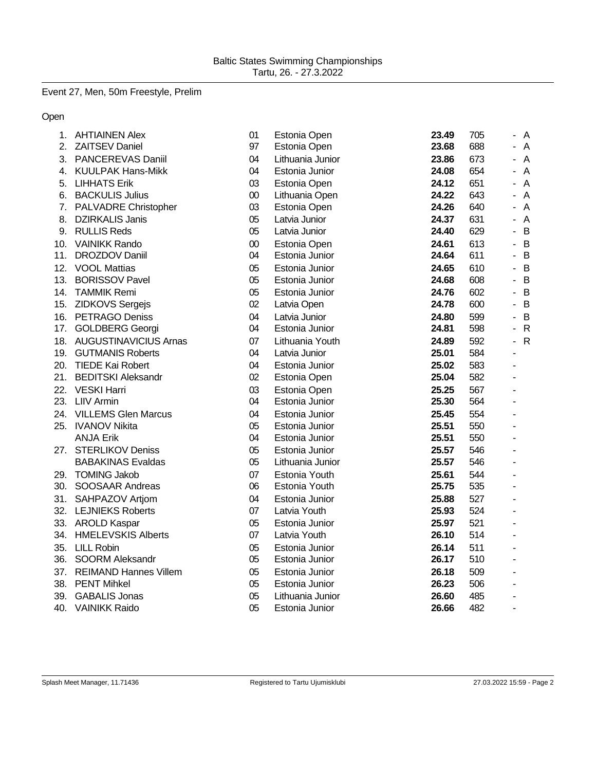Baltic States Swimming Championships
Tartu, 26. - 27.3.2022

Event 27, Men, 50m Freestyle, Prelim

Open

| | | | | | | |
|---|---|---|---|---|---|---|
| 1. | AHTIAINEN Alex | 01 | Estonia Open | **23.49** | 705 | - A |
| 2. | ZAITSEV Daniel | 97 | Estonia Open | **23.68** | 688 | - A |
| 3. | PANCEREVAS Daniil | 04 | Lithuania Junior | **23.86** | 673 | - A |
| 4. | KUULPAK Hans-Mikk | 04 | Estonia Junior | **24.08** | 654 | - A |
| 5. | LIHHATS Erik | 03 | Estonia Open | **24.12** | 651 | - A |
| 6. | BACKULIS Julius | 00 | Lithuania Open | **24.22** | 643 | - A |
| 7. | PALVADRE Christopher | 03 | Estonia Open | **24.26** | 640 | - A |
| 8. | DZIRKALIS Janis | 05 | Latvia Junior | **24.37** | 631 | - A |
| 9. | RULLIS Reds | 05 | Latvia Junior | **24.40** | 629 | - B |
| 10. | VAINIKK Rando | 00 | Estonia Open | **24.61** | 613 | - B |
| 11. | DROZDOV Daniil | 04 | Estonia Junior | **24.64** | 611 | - B |
| 12. | VOOL Mattias | 05 | Estonia Junior | **24.65** | 610 | - B |
| 13. | BORISSOV Pavel | 05 | Estonia Junior | **24.68** | 608 | - B |
| 14. | TAMMIK Remi | 05 | Estonia Junior | **24.76** | 602 | - B |
| 15. | ZIDKOVS Sergejs | 02 | Latvia Open | **24.78** | 600 | - B |
| 16. | PETRAGO Deniss | 04 | Latvia Junior | **24.80** | 599 | - B |
| 17. | GOLDBERG Georgi | 04 | Estonia Junior | **24.81** | 598 | - R |
| 18. | AUGUSTINAVICIUS Arnas | 07 | Lithuania Youth | **24.89** | 592 | - R |
| 19. | GUTMANIS Roberts | 04 | Latvia Junior | **25.01** | 584 | - |
| 20. | TIEDE Kai Robert | 04 | Estonia Junior | **25.02** | 583 | - |
| 21. | BEDITSKI Aleksandr | 02 | Estonia Open | **25.04** | 582 | - |
| 22. | VESKI Harri | 03 | Estonia Open | **25.25** | 567 | - |
| 23. | LIIV Armin | 04 | Estonia Junior | **25.30** | 564 | - |
| 24. | VILLEMS Glen Marcus | 04 | Estonia Junior | **25.45** | 554 | - |
| 25. | IVANOV Nikita | 05 | Estonia Junior | **25.51** | 550 | - |
| | ANJA Erik | 04 | Estonia Junior | **25.51** | 550 | - |
| 27. | STERLIKOV Deniss | 05 | Estonia Junior | **25.57** | 546 | - |
| | BABAKINAS Evaldas | 05 | Lithuania Junior | **25.57** | 546 | - |
| 29. | TOMING Jakob | 07 | Estonia Youth | **25.61** | 544 | - |
| 30. | SOOSAAR Andreas | 06 | Estonia Youth | **25.75** | 535 | - |
| 31. | SAHPAZOV Artjom | 04 | Estonia Junior | **25.88** | 527 | - |
| 32. | LEJNIEKS Roberts | 07 | Latvia Youth | **25.93** | 524 | - |
| 33. | AROLD Kaspar | 05 | Estonia Junior | **25.97** | 521 | - |
| 34. | HMELEVSKIS Alberts | 07 | Latvia Youth | **26.10** | 514 | - |
| 35. | LILL Robin | 05 | Estonia Junior | **26.14** | 511 | - |
| 36. | SOORM Aleksandr | 05 | Estonia Junior | **26.17** | 510 | - |
| 37. | REIMAND Hannes Villem | 05 | Estonia Junior | **26.18** | 509 | - |
| 38. | PENT Mihkel | 05 | Estonia Junior | **26.23** | 506 | - |
| 39. | GABALIS Jonas | 05 | Lithuania Junior | **26.60** | 485 | - |
| 40. | VAINIKK Raido | 05 | Estonia Junior | **26.66** | 482 | - |

Splash Meet Manager, 11.71436 — Registered to Tartu Ujumisklubi — 27.03.2022 15:59